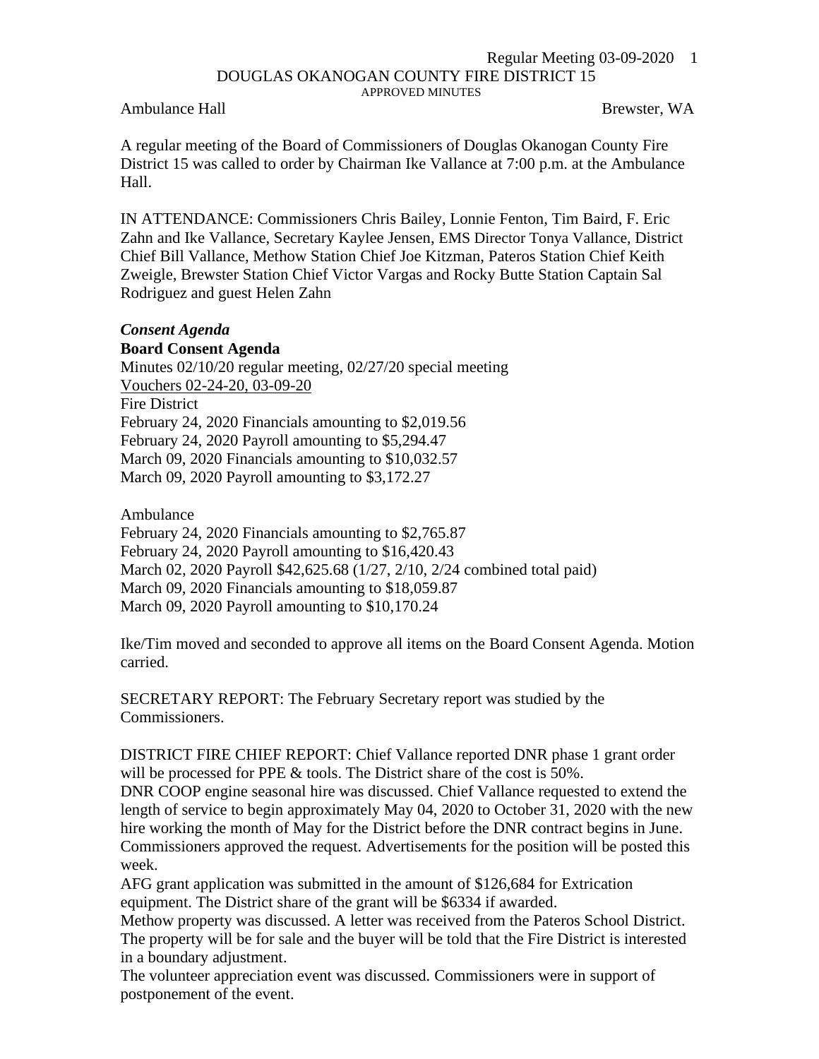DOUGLAS OKANOGAN COUNTY FIRE DISTRICT 15

APPROVED MINUTES

Ambulance Hall Brewster, WA

A regular meeting of the Board of Commissioners of Douglas Okanogan County Fire District 15 was called to order by Chairman Ike Vallance at 7:00 p.m. at the Ambulance Hall.

IN ATTENDANCE: Commissioners Chris Bailey, Lonnie Fenton, Tim Baird, F. Eric Zahn and Ike Vallance, Secretary Kaylee Jensen, EMS Director Tonya Vallance, District Chief Bill Vallance, Methow Station Chief Joe Kitzman, Pateros Station Chief Keith Zweigle, Brewster Station Chief Victor Vargas and Rocky Butte Station Captain Sal Rodriguez and guest Helen Zahn

***Consent Agenda***

**Board Consent Agenda**

Minutes 02/10/20 regular meeting, 02/27/20 special meeting

Vouchers 02-24-20, 03-09-20

Fire District

February 24, 2020 Financials amounting to $2,019.56

February 24, 2020 Payroll amounting to $5,294.47

March 09, 2020 Financials amounting to $10,032.57

March 09, 2020 Payroll amounting to $3,172.27

Ambulance

February 24, 2020 Financials amounting to $2,765.87

February 24, 2020 Payroll amounting to $16,420.43

March 02, 2020 Payroll $42,625.68 (1/27, 2/10, 2/24 combined total paid)

March 09, 2020 Financials amounting to $18,059.87

March 09, 2020 Payroll amounting to $10,170.24

Ike/Tim moved and seconded to approve all items on the Board Consent Agenda. Motion carried.

SECRETARY REPORT: The February Secretary report was studied by the Commissioners.

DISTRICT FIRE CHIEF REPORT: Chief Vallance reported DNR phase 1 grant order will be processed for PPE & tools. The District share of the cost is 50%.

DNR COOP engine seasonal hire was discussed. Chief Vallance requested to extend the length of service to begin approximately May 04, 2020 to October 31, 2020 with the new hire working the month of May for the District before the DNR contract begins in June. Commissioners approved the request. Advertisements for the position will be posted this week.

AFG grant application was submitted in the amount of $126,684 for Extrication equipment. The District share of the grant will be $6334 if awarded.

Methow property was discussed. A letter was received from the Pateros School District. The property will be for sale and the buyer will be told that the Fire District is interested in a boundary adjustment.

The volunteer appreciation event was discussed. Commissioners were in support of postponement of the event.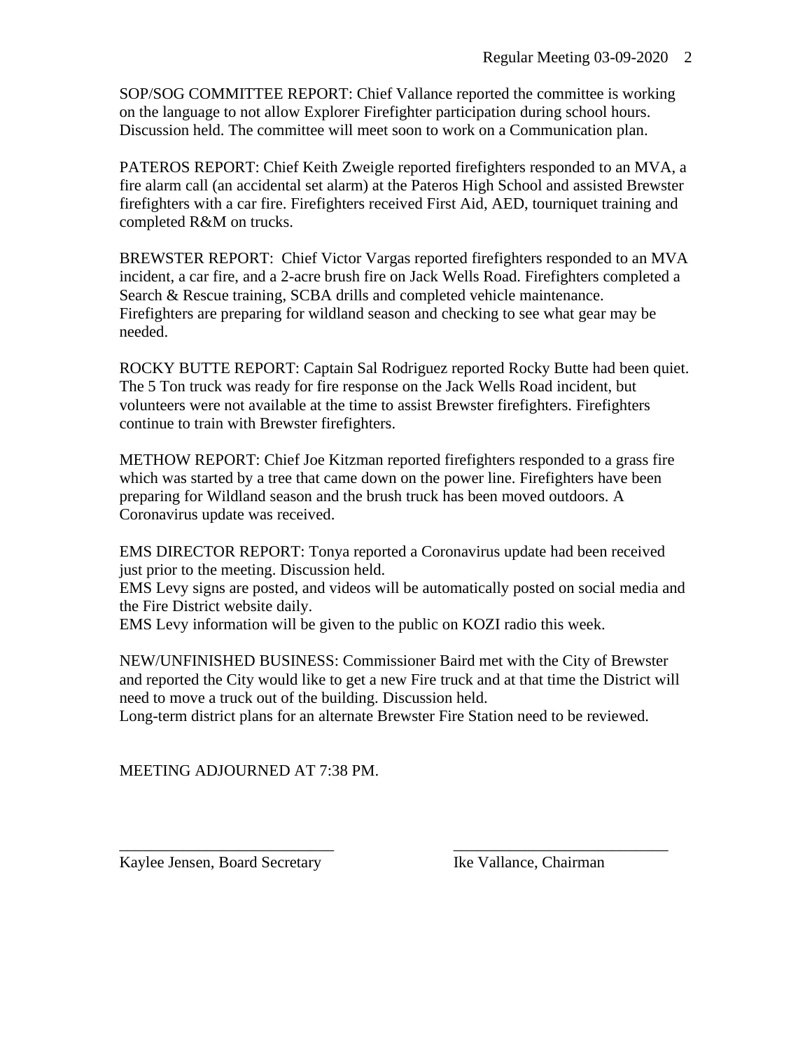SOP/SOG COMMITTEE REPORT: Chief Vallance reported the committee is working on the language to not allow Explorer Firefighter participation during school hours. Discussion held. The committee will meet soon to work on a Communication plan.

PATEROS REPORT: Chief Keith Zweigle reported firefighters responded to an MVA, a fire alarm call (an accidental set alarm) at the Pateros High School and assisted Brewster firefighters with a car fire. Firefighters received First Aid, AED, tourniquet training and completed R&M on trucks.

BREWSTER REPORT: Chief Victor Vargas reported firefighters responded to an MVA incident, a car fire, and a 2-acre brush fire on Jack Wells Road. Firefighters completed a Search & Rescue training, SCBA drills and completed vehicle maintenance. Firefighters are preparing for wildland season and checking to see what gear may be needed.

ROCKY BUTTE REPORT: Captain Sal Rodriguez reported Rocky Butte had been quiet. The 5 Ton truck was ready for fire response on the Jack Wells Road incident, but volunteers were not available at the time to assist Brewster firefighters. Firefighters continue to train with Brewster firefighters.

METHOW REPORT: Chief Joe Kitzman reported firefighters responded to a grass fire which was started by a tree that came down on the power line. Firefighters have been preparing for Wildland season and the brush truck has been moved outdoors. A Coronavirus update was received.

EMS DIRECTOR REPORT: Tonya reported a Coronavirus update had been received just prior to the meeting. Discussion held.
EMS Levy signs are posted, and videos will be automatically posted on social media and the Fire District website daily.
EMS Levy information will be given to the public on KOZI radio this week.

NEW/UNFINISHED BUSINESS: Commissioner Baird met with the City of Brewster and reported the City would like to get a new Fire truck and at that time the District will need to move a truck out of the building. Discussion held.
Long-term district plans for an alternate Brewster Fire Station need to be reviewed.

MEETING ADJOURNED AT 7:38 PM.

___________________________ ___________________________

Kaylee Jensen, Board Secretary Ike Vallance, Chairman